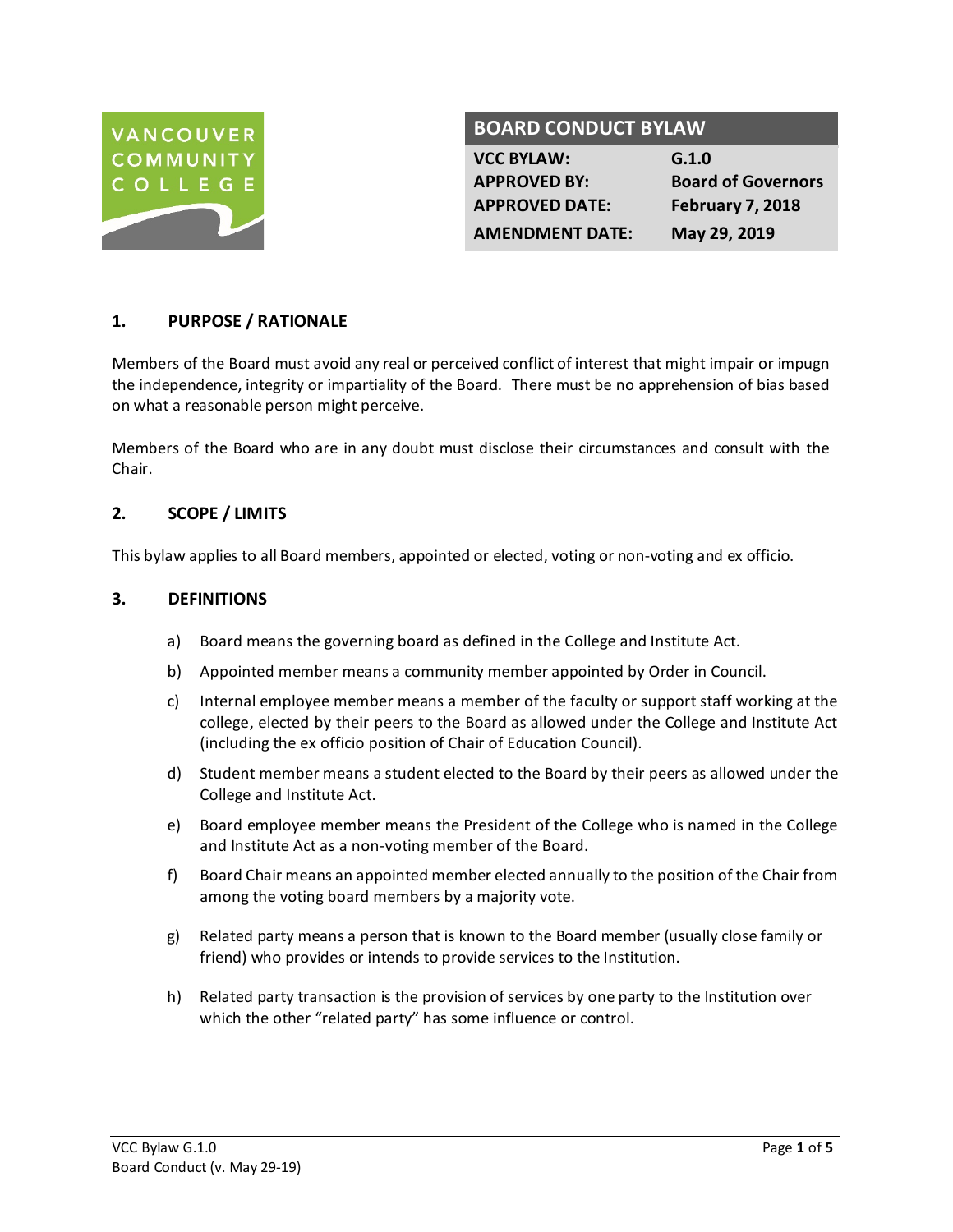VANCOUVER COMMUNITY COLLEGE

## BOARD CONDUCT BYLAW

| | |
|---|---|
| **VCC BYLAW:** | **G.1.0** |
| **APPROVED BY:** | **Board of Governors** |
| **APPROVED DATE:** | **February 7, 2018** |
| **AMENDMENT DATE:** | **May 29, 2019** |

## 1. PURPOSE / RATIONALE

Members of the Board must avoid any real or perceived conflict of interest that might impair or impugn the independence, integrity or impartiality of the Board. There must be no apprehension of bias based on what a reasonable person might perceive.

Members of the Board who are in any doubt must disclose their circumstances and consult with the Chair.

## 2. SCOPE / LIMITS

This bylaw applies to all Board members, appointed or elected, voting or non-voting and ex officio.

## 3. DEFINITIONS

a) Board means the governing board as defined in the College and Institute Act.

b) Appointed member means a community member appointed by Order in Council.

c) Internal employee member means a member of the faculty or support staff working at the college, elected by their peers to the Board as allowed under the College and Institute Act (including the ex officio position of Chair of Education Council).

d) Student member means a student elected to the Board by their peers as allowed under the College and Institute Act.

e) Board employee member means the President of the College who is named in the College and Institute Act as a non-voting member of the Board.

f) Board Chair means an appointed member elected annually to the position of the Chair from among the voting board members by a majority vote.

g) Related party means a person that is known to the Board member (usually close family or friend) who provides or intends to provide services to the Institution.

h) Related party transaction is the provision of services by one party to the Institution over which the other "related party" has some influence or control.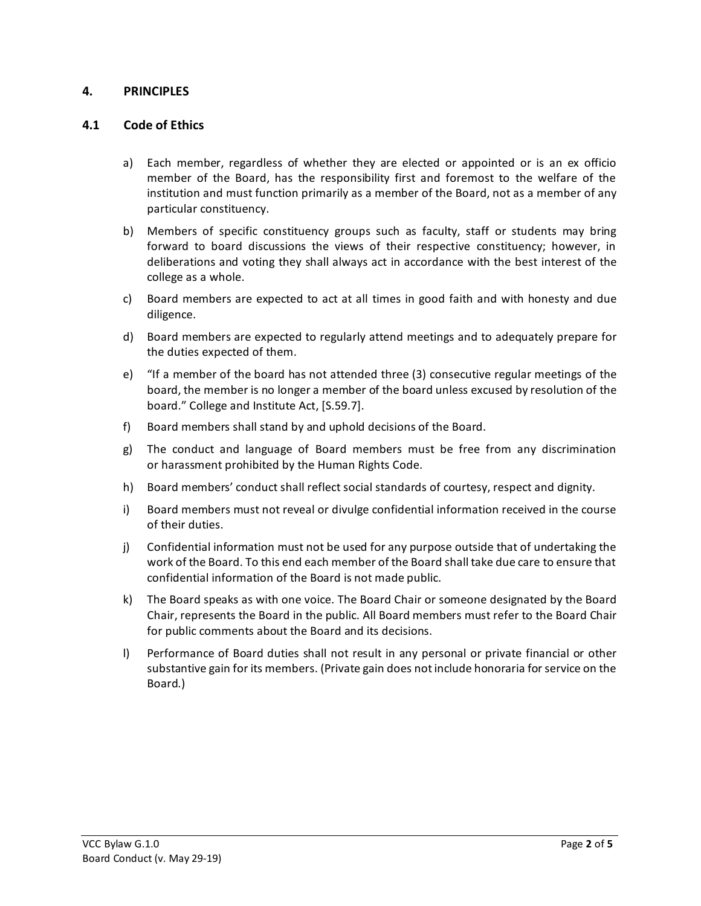## 4. PRINCIPLES

### 4.1 Code of Ethics

a) Each member, regardless of whether they are elected or appointed or is an ex officio member of the Board, has the responsibility first and foremost to the welfare of the institution and must function primarily as a member of the Board, not as a member of any particular constituency.

b) Members of specific constituency groups such as faculty, staff or students may bring forward to board discussions the views of their respective constituency; however, in deliberations and voting they shall always act in accordance with the best interest of the college as a whole.

c) Board members are expected to act at all times in good faith and with honesty and due diligence.

d) Board members are expected to regularly attend meetings and to adequately prepare for the duties expected of them.

e) "If a member of the board has not attended three (3) consecutive regular meetings of the board, the member is no longer a member of the board unless excused by resolution of the board." College and Institute Act, [S.59.7].

f) Board members shall stand by and uphold decisions of the Board.

g) The conduct and language of Board members must be free from any discrimination or harassment prohibited by the Human Rights Code.

h) Board members' conduct shall reflect social standards of courtesy, respect and dignity.

i) Board members must not reveal or divulge confidential information received in the course of their duties.

j) Confidential information must not be used for any purpose outside that of undertaking the work of the Board. To this end each member of the Board shall take due care to ensure that confidential information of the Board is not made public.

k) The Board speaks as with one voice. The Board Chair or someone designated by the Board Chair, represents the Board in the public. All Board members must refer to the Board Chair for public comments about the Board and its decisions.

l) Performance of Board duties shall not result in any personal or private financial or other substantive gain for its members. (Private gain does not include honoraria for service on the Board.)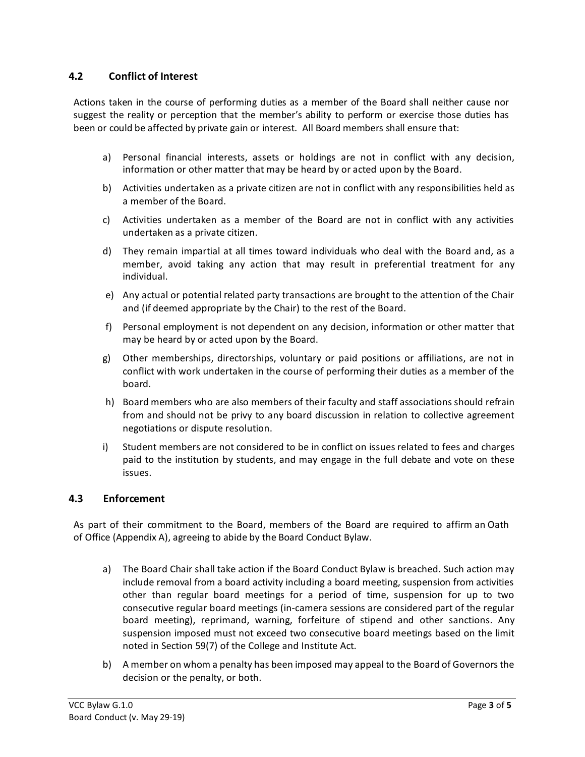## 4.2 Conflict of Interest

Actions taken in the course of performing duties as a member of the Board shall neither cause nor suggest the reality or perception that the member's ability to perform or exercise those duties has been or could be affected by private gain or interest. All Board members shall ensure that:

a) Personal financial interests, assets or holdings are not in conflict with any decision, information or other matter that may be heard by or acted upon by the Board.

b) Activities undertaken as a private citizen are not in conflict with any responsibilities held as a member of the Board.

c) Activities undertaken as a member of the Board are not in conflict with any activities undertaken as a private citizen.

d) They remain impartial at all times toward individuals who deal with the Board and, as a member, avoid taking any action that may result in preferential treatment for any individual.

e) Any actual or potential related party transactions are brought to the attention of the Chair and (if deemed appropriate by the Chair) to the rest of the Board.

f) Personal employment is not dependent on any decision, information or other matter that may be heard by or acted upon by the Board.

g) Other memberships, directorships, voluntary or paid positions or affiliations, are not in conflict with work undertaken in the course of performing their duties as a member of the board.

h) Board members who are also members of their faculty and staff associations should refrain from and should not be privy to any board discussion in relation to collective agreement negotiations or dispute resolution.

i) Student members are not considered to be in conflict on issues related to fees and charges paid to the institution by students, and may engage in the full debate and vote on these issues.

## 4.3 Enforcement

As part of their commitment to the Board, members of the Board are required to affirm an Oath of Office (Appendix A), agreeing to abide by the Board Conduct Bylaw.

a) The Board Chair shall take action if the Board Conduct Bylaw is breached. Such action may include removal from a board activity including a board meeting, suspension from activities other than regular board meetings for a period of time, suspension for up to two consecutive regular board meetings (in-camera sessions are considered part of the regular board meeting), reprimand, warning, forfeiture of stipend and other sanctions. Any suspension imposed must not exceed two consecutive board meetings based on the limit noted in Section 59(7) of the College and Institute Act.

b) A member on whom a penalty has been imposed may appeal to the Board of Governors the decision or the penalty, or both.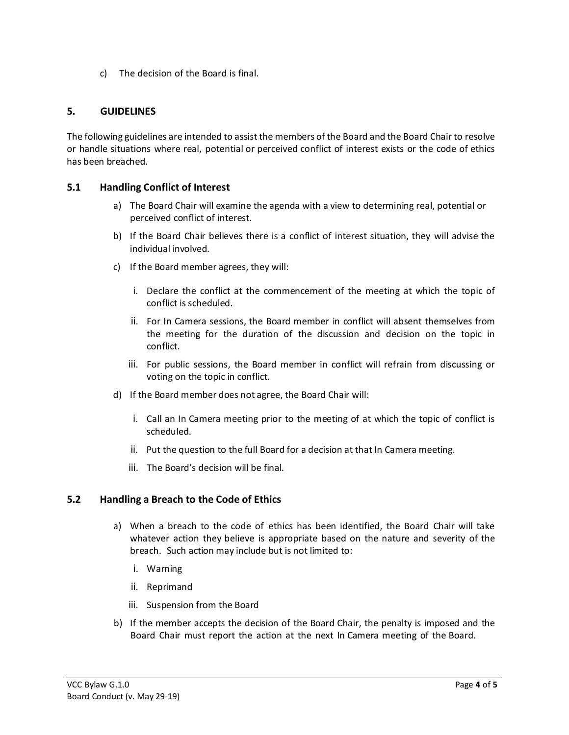c) The decision of the Board is final.

## 5. GUIDELINES

The following guidelines are intended to assist the members of the Board and the Board Chair to resolve or handle situations where real, potential or perceived conflict of interest exists or the code of ethics has been breached.

### 5.1 Handling Conflict of Interest

a) The Board Chair will examine the agenda with a view to determining real, potential or perceived conflict of interest.

b) If the Board Chair believes there is a conflict of interest situation, they will advise the individual involved.

c) If the Board member agrees, they will:

   i. Declare the conflict at the commencement of the meeting at which the topic of conflict is scheduled.

   ii. For In Camera sessions, the Board member in conflict will absent themselves from the meeting for the duration of the discussion and decision on the topic in conflict.

   iii. For public sessions, the Board member in conflict will refrain from discussing or voting on the topic in conflict.

d) If the Board member does not agree, the Board Chair will:

   i. Call an In Camera meeting prior to the meeting of at which the topic of conflict is scheduled.

   ii. Put the question to the full Board for a decision at that In Camera meeting.

   iii. The Board's decision will be final.

### 5.2 Handling a Breach to the Code of Ethics

a) When a breach to the code of ethics has been identified, the Board Chair will take whatever action they believe is appropriate based on the nature and severity of the breach. Such action may include but is not limited to:

   i. Warning

   ii. Reprimand

   iii. Suspension from the Board

b) If the member accepts the decision of the Board Chair, the penalty is imposed and the Board Chair must report the action at the next In Camera meeting of the Board.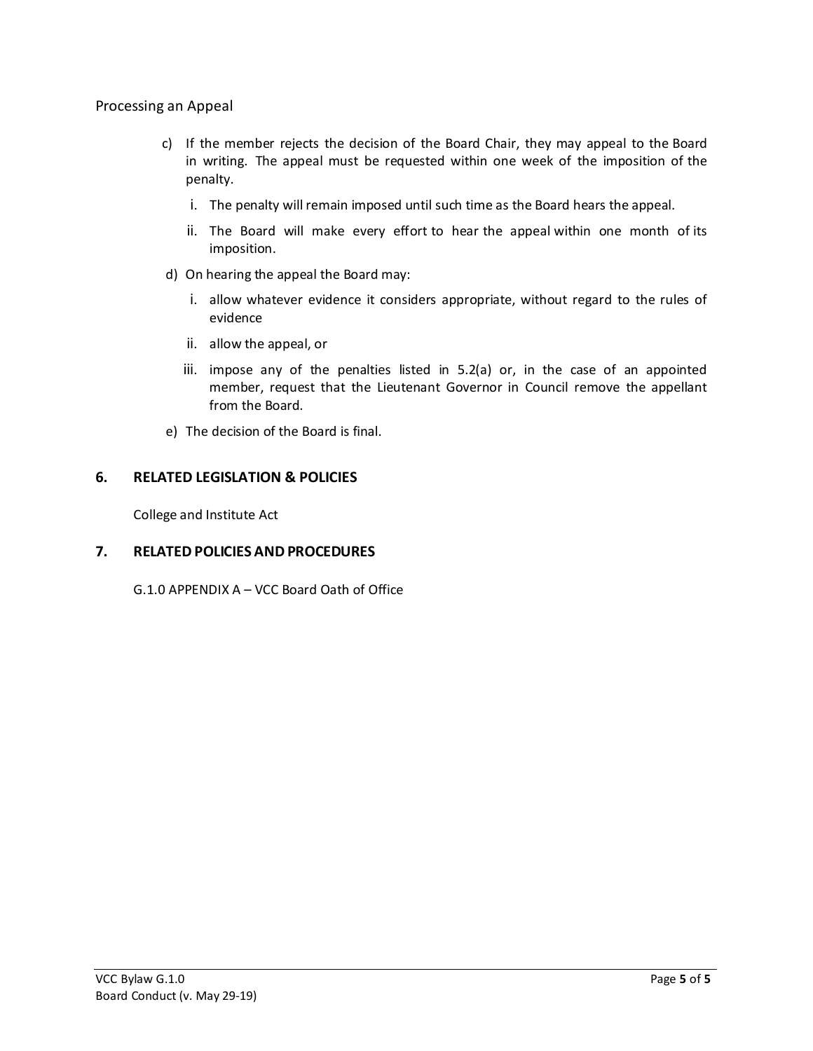Processing an Appeal

c) If the member rejects the decision of the Board Chair, they may appeal to the Board in writing. The appeal must be requested within one week of the imposition of the penalty.

   i. The penalty will remain imposed until such time as the Board hears the appeal.

   ii. The Board will make every effort to hear the appeal within one month of its imposition.

d) On hearing the appeal the Board may:

   i. allow whatever evidence it considers appropriate, without regard to the rules of evidence

   ii. allow the appeal, or

   iii. impose any of the penalties listed in 5.2(a) or, in the case of an appointed member, request that the Lieutenant Governor in Council remove the appellant from the Board.

e) The decision of the Board is final.

## 6. RELATED LEGISLATION & POLICIES

College and Institute Act

## 7. RELATED POLICIES AND PROCEDURES

G.1.0 APPENDIX A – VCC Board Oath of Office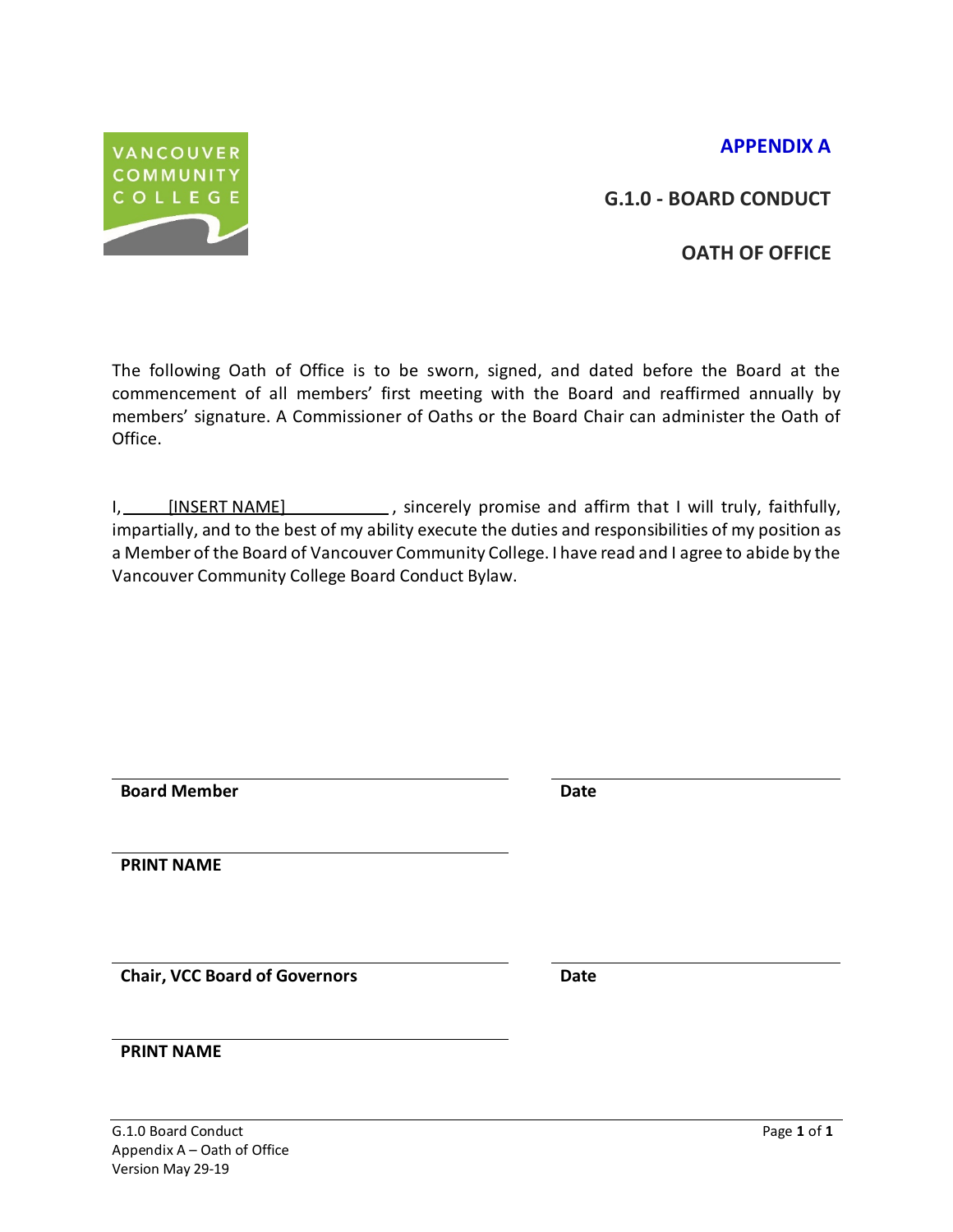**APPENDIX A**

## G.1.0 - BOARD CONDUCT

## OATH OF OFFICE

The following Oath of Office is to be sworn, signed, and dated before the Board at the commencement of all members' first meeting with the Board and reaffirmed annually by members' signature. A Commissioner of Oaths or the Board Chair can administer the Oath of Office.

I, [INSERT NAME] , sincerely promise and affirm that I will truly, faithfully, impartially, and to the best of my ability execute the duties and responsibilities of my position as a Member of the Board of Vancouver Community College. I have read and I agree to abide by the Vancouver Community College Board Conduct Bylaw.

\_\_\_\_\_\_\_\_\_\_\_\_\_\_\_\_\_\_\_\_\_\_\_\_\_\_\_\_ \_\_\_\_\_\_\_\_\_\_\_\_\_\_\_\_\_\_\_\_
**Board Member** **Date**

\_\_\_\_\_\_\_\_\_\_\_\_\_\_\_\_\_\_\_\_\_\_\_\_\_\_\_\_
**PRINT NAME**

\_\_\_\_\_\_\_\_\_\_\_\_\_\_\_\_\_\_\_\_\_\_\_\_\_\_\_\_ \_\_\_\_\_\_\_\_\_\_\_\_\_\_\_\_\_\_\_\_
**Chair, VCC Board of Governors** **Date**

\_\_\_\_\_\_\_\_\_\_\_\_\_\_\_\_\_\_\_\_\_\_\_\_\_\_\_\_
**PRINT NAME**

G.1.0 Board Conduct
Appendix A – Oath of Office
Version May 29-19